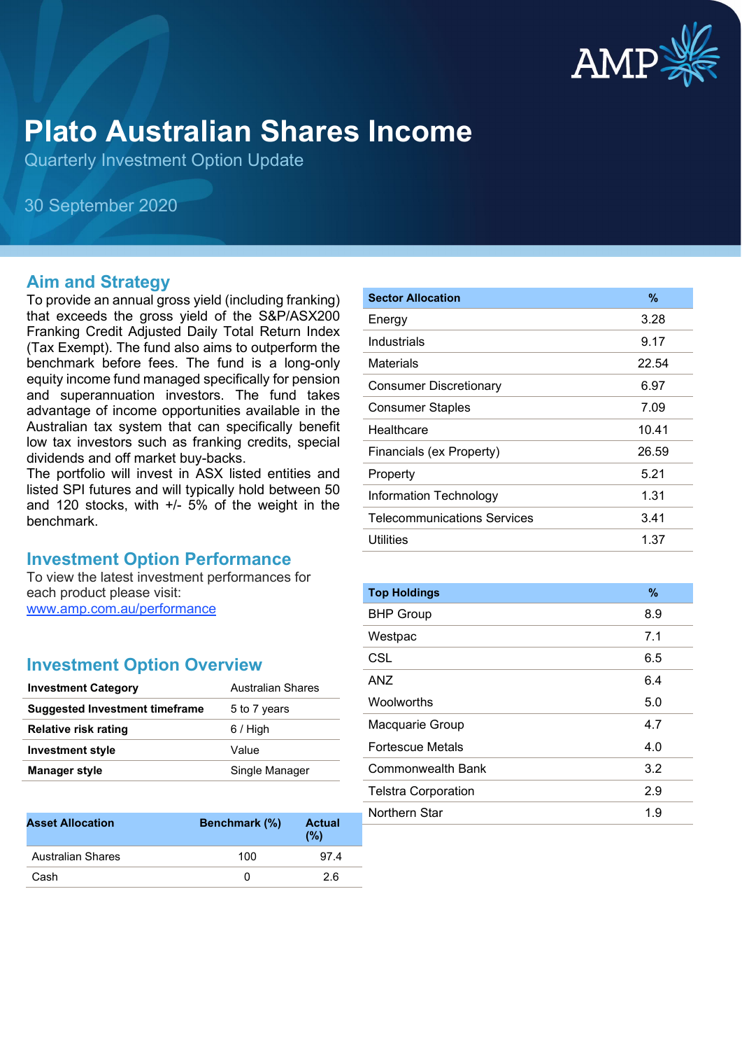# Plato Australian Shares Income

Quarterly Investment Option Update

30 September 2020

## Aim and Strategy

To provide an annual gross yield (including franking) that exceeds the gross yield of the S&P/ASX200 Franking Credit Adjusted Daily Total Return Index (Tax Exempt). The fund also aims to outperform the benchmark before fees. The fund is a long-only equity income fund managed specifically for pension and superannuation investors. The fund takes advantage of income opportunities available in the Australian tax system that can specifically benefit low tax investors such as franking credits, special dividends and off market buy-backs.
The portfolio will invest in ASX listed entities and listed SPI futures and will typically hold between 50 and 120 stocks, with +/- 5% of the weight in the benchmark.

## Investment Option Performance

To view the latest investment performances for each product please visit:
www.amp.com.au/performance

## Investment Option Overview

| | |
|---|---|
| **Investment Category** | Australian Shares |
| **Suggested Investment timeframe** | 5 to 7 years |
| **Relative risk rating** | 6 / High |
| **Investment style** | Value |
| **Manager style** | Single Manager |

| Asset Allocation | Benchmark (%) | Actual (%) |
|---|---|---|
| Australian Shares | 100 | 97.4 |
| Cash | 0 | 2.6 |

| Sector Allocation | % |
|---|---|
| Energy | 3.28 |
| Industrials | 9.17 |
| Materials | 22.54 |
| Consumer Discretionary | 6.97 |
| Consumer Staples | 7.09 |
| Healthcare | 10.41 |
| Financials (ex Property) | 26.59 |
| Property | 5.21 |
| Information Technology | 1.31 |
| Telecommunications Services | 3.41 |
| Utilities | 1.37 |

| Top Holdings | % |
|---|---|
| BHP Group | 8.9 |
| Westpac | 7.1 |
| CSL | 6.5 |
| ANZ | 6.4 |
| Woolworths | 5.0 |
| Macquarie Group | 4.7 |
| Fortescue Metals | 4.0 |
| Commonwealth Bank | 3.2 |
| Telstra Corporation | 2.9 |
| Northern Star | 1.9 |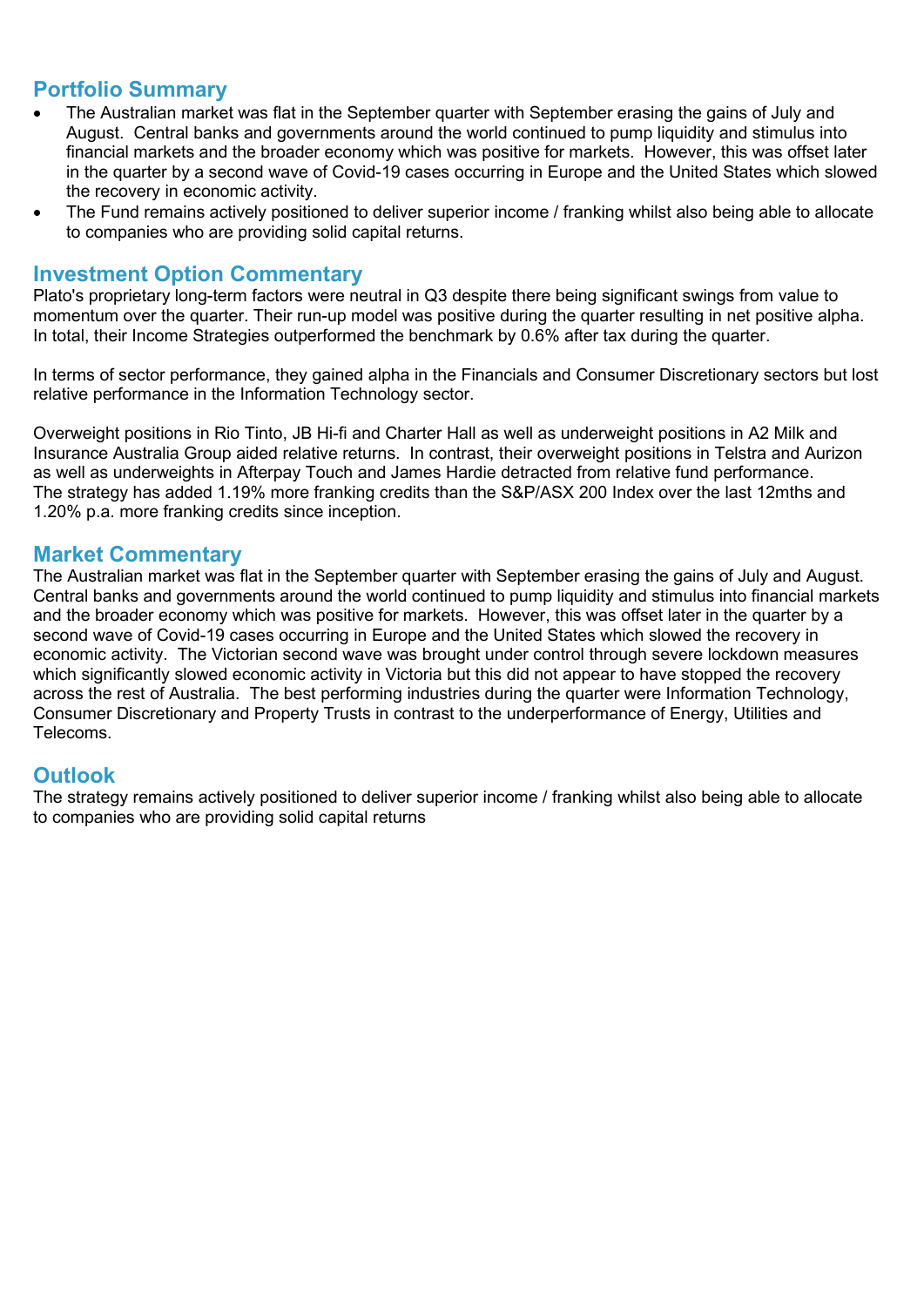## Portfolio Summary

- The Australian market was flat in the September quarter with September erasing the gains of July and August. Central banks and governments around the world continued to pump liquidity and stimulus into financial markets and the broader economy which was positive for markets. However, this was offset later in the quarter by a second wave of Covid-19 cases occurring in Europe and the United States which slowed the recovery in economic activity.
- The Fund remains actively positioned to deliver superior income / franking whilst also being able to allocate to companies who are providing solid capital returns.

## Investment Option Commentary

Plato's proprietary long-term factors were neutral in Q3 despite there being significant swings from value to momentum over the quarter. Their run-up model was positive during the quarter resulting in net positive alpha. In total, their Income Strategies outperformed the benchmark by 0.6% after tax during the quarter.

In terms of sector performance, they gained alpha in the Financials and Consumer Discretionary sectors but lost relative performance in the Information Technology sector.

Overweight positions in Rio Tinto, JB Hi-fi and Charter Hall as well as underweight positions in A2 Milk and Insurance Australia Group aided relative returns. In contrast, their overweight positions in Telstra and Aurizon as well as underweights in Afterpay Touch and James Hardie detracted from relative fund performance. The strategy has added 1.19% more franking credits than the S&P/ASX 200 Index over the last 12mths and 1.20% p.a. more franking credits since inception.

## Market Commentary

The Australian market was flat in the September quarter with September erasing the gains of July and August. Central banks and governments around the world continued to pump liquidity and stimulus into financial markets and the broader economy which was positive for markets. However, this was offset later in the quarter by a second wave of Covid-19 cases occurring in Europe and the United States which slowed the recovery in economic activity. The Victorian second wave was brought under control through severe lockdown measures which significantly slowed economic activity in Victoria but this did not appear to have stopped the recovery across the rest of Australia. The best performing industries during the quarter were Information Technology, Consumer Discretionary and Property Trusts in contrast to the underperformance of Energy, Utilities and Telecoms.

## Outlook

The strategy remains actively positioned to deliver superior income / franking whilst also being able to allocate to companies who are providing solid capital returns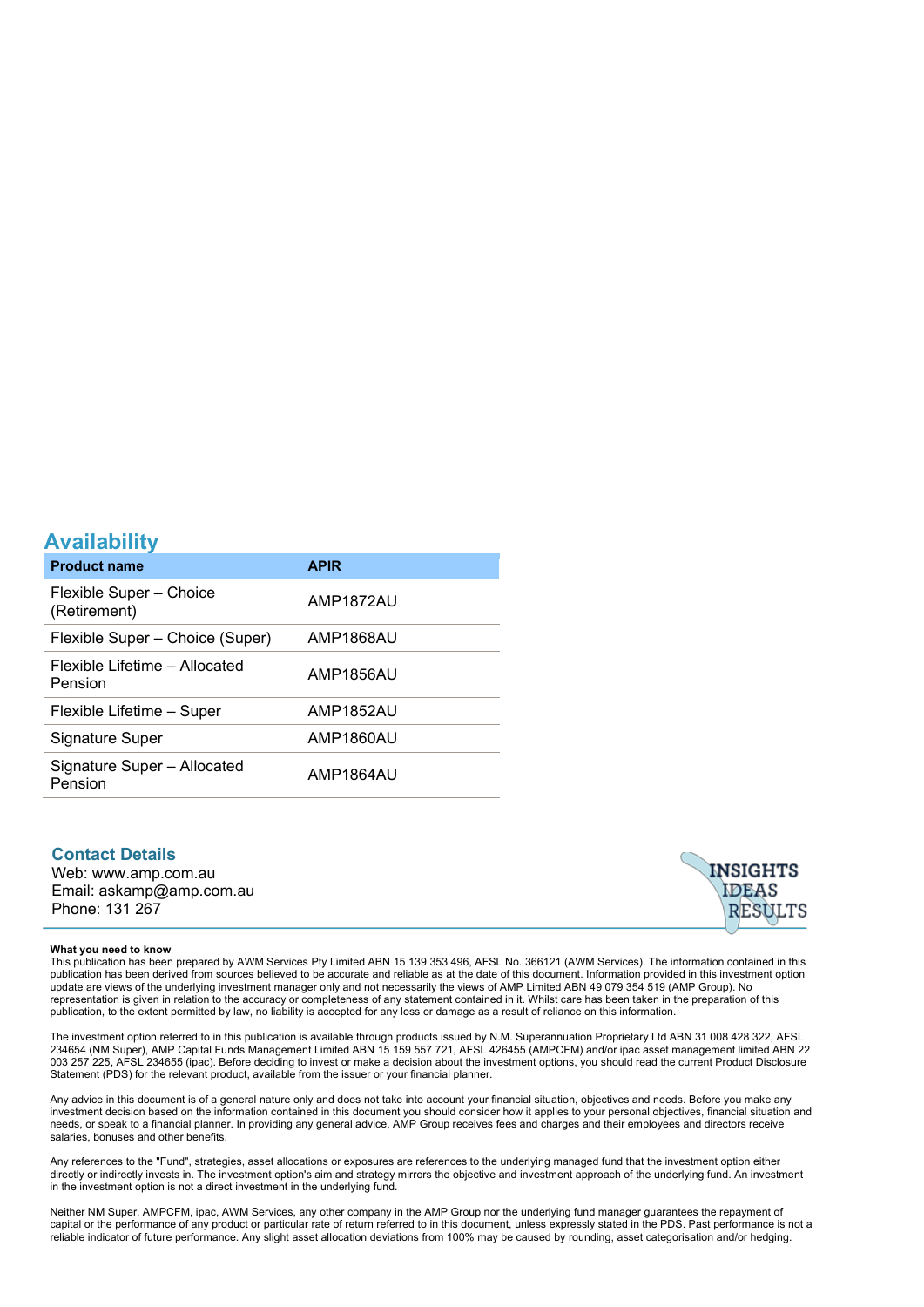## Availability

| Product name | APIR |
|---|---|
| Flexible Super – Choice (Retirement) | AMP1872AU |
| Flexible Super – Choice (Super) | AMP1868AU |
| Flexible Lifetime – Allocated Pension | AMP1856AU |
| Flexible Lifetime – Super | AMP1852AU |
| Signature Super | AMP1860AU |
| Signature Super – Allocated Pension | AMP1864AU |

### Contact Details

Web: www.amp.com.au
Email: askamp@amp.com.au
Phone: 131 267

INSIGHTS
IDEAS
RESULTS

**What you need to know**
This publication has been prepared by AWM Services Pty Limited ABN 15 139 353 496, AFSL No. 366121 (AWM Services). The information contained in this publication has been derived from sources believed to be accurate and reliable as at the date of this document. Information provided in this investment option update are views of the underlying investment manager only and not necessarily the views of AMP Limited ABN 49 079 354 519 (AMP Group). No representation is given in relation to the accuracy or completeness of any statement contained in it. Whilst care has been taken in the preparation of this publication, to the extent permitted by law, no liability is accepted for any loss or damage as a result of reliance on this information.

The investment option referred to in this publication is available through products issued by N.M. Superannuation Proprietary Ltd ABN 31 008 428 322, AFSL 234654 (NM Super), AMP Capital Funds Management Limited ABN 15 159 557 721, AFSL 426455 (AMPCFM) and/or ipac asset management limited ABN 22 003 257 225, AFSL 234655 (ipac). Before deciding to invest or make a decision about the investment options, you should read the current Product Disclosure Statement (PDS) for the relevant product, available from the issuer or your financial planner.

Any advice in this document is of a general nature only and does not take into account your financial situation, objectives and needs. Before you make any investment decision based on the information contained in this document you should consider how it applies to your personal objectives, financial situation and needs, or speak to a financial planner. In providing any general advice, AMP Group receives fees and charges and their employees and directors receive salaries, bonuses and other benefits.

Any references to the "Fund", strategies, asset allocations or exposures are references to the underlying managed fund that the investment option either directly or indirectly invests in. The investment option's aim and strategy mirrors the objective and investment approach of the underlying fund. An investment in the investment option is not a direct investment in the underlying fund.

Neither NM Super, AMPCFM, ipac, AWM Services, any other company in the AMP Group nor the underlying fund manager guarantees the repayment of capital or the performance of any product or particular rate of return referred to in this document, unless expressly stated in the PDS. Past performance is not a reliable indicator of future performance. Any slight asset allocation deviations from 100% may be caused by rounding, asset categorisation and/or hedging.